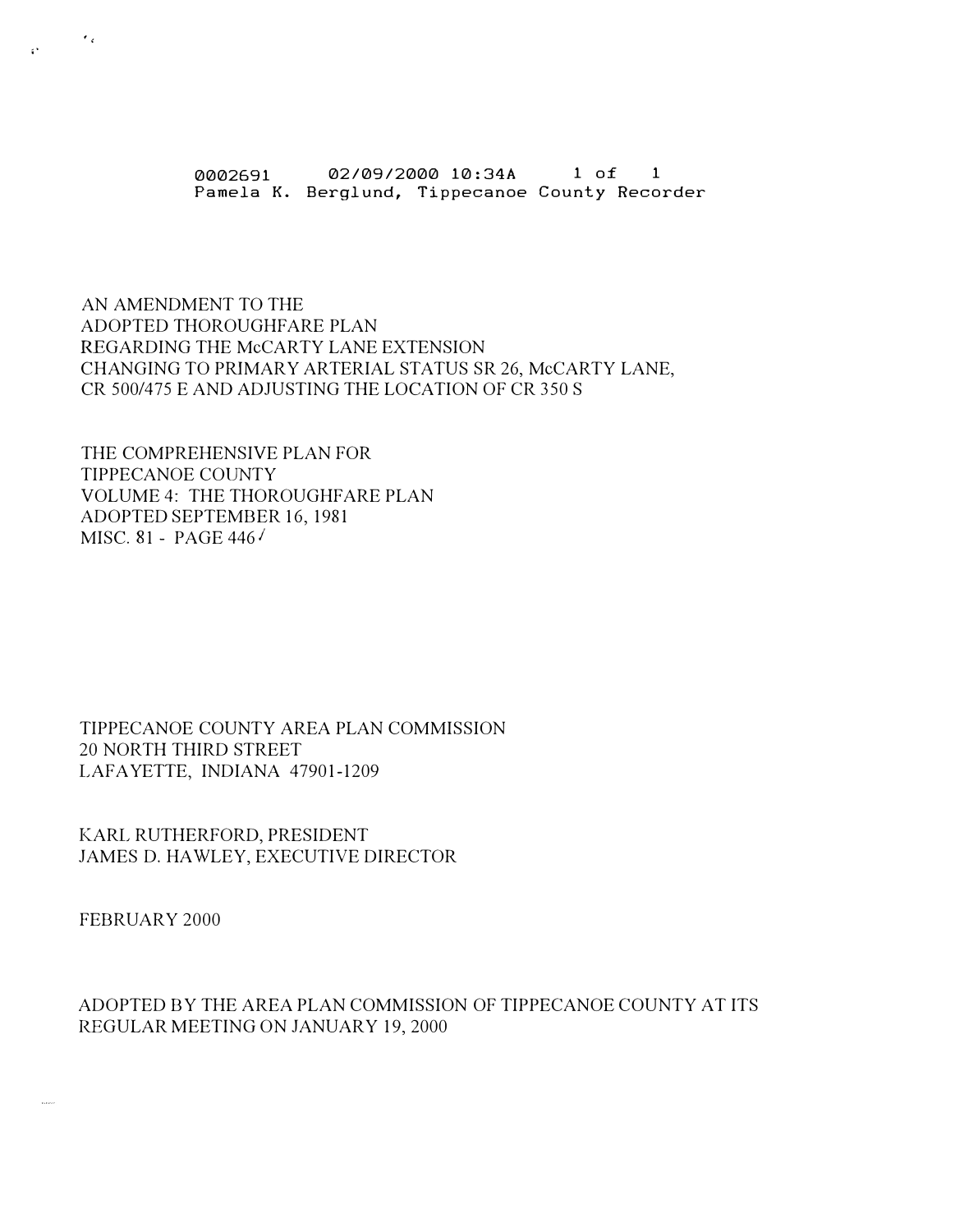0002691 02/09/2000 10:34A 1 of 1
Pamela K. Berglund, Tippecanoe County Recorder

# AN AMENDMENT TO THE ADOPTED THOROUGHFARE PLAN REGARDING THE McCARTY LANE EXTENSION CHANGING TO PRIMARY ARTERIAL STATUS SR 26, McCARTY LANE, CR 500/475 E AND ADJUSTING THE LOCATION OF CR 350 S

THE COMPREHENSIVE PLAN FOR
TIPPECANOE COUNTY
VOLUME 4: THE THOROUGHFARE PLAN
ADOPTED SEPTEMBER 16, 1981
MISC. 81 - PAGE 446

TIPPECANOE COUNTY AREA PLAN COMMISSION
20 NORTH THIRD STREET
LAFAYETTE, INDIANA 47901-1209

KARL RUTHERFORD, PRESIDENT
JAMES D. HAWLEY, EXECUTIVE DIRECTOR

FEBRUARY 2000

ADOPTED BY THE AREA PLAN COMMISSION OF TIPPECANOE COUNTY AT ITS REGULAR MEETING ON JANUARY 19, 2000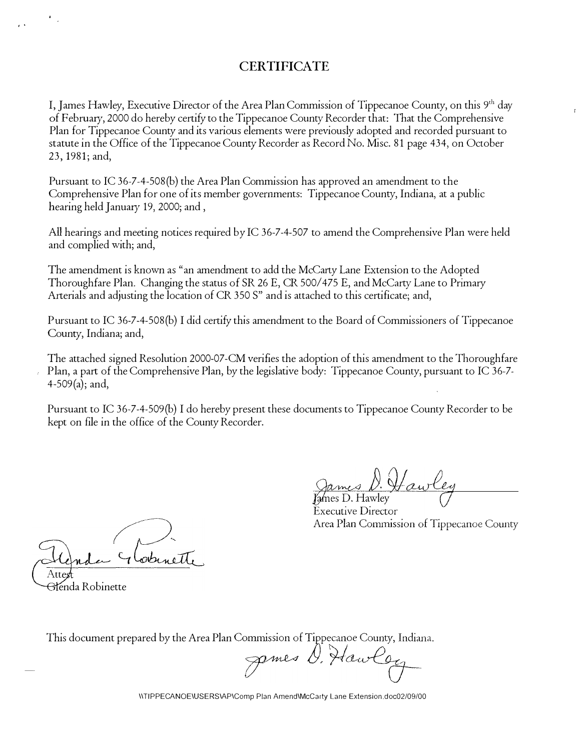# CERTIFICATE

I, James Hawley, Executive Director of the Area Plan Commission of Tippecanoe County, on this 9th day of February, 2000 do hereby certify to the Tippecanoe County Recorder that: That the Comprehensive Plan for Tippecanoe County and its various elements were previously adopted and recorded pursuant to statute in the Office of the Tippecanoe County Recorder as Record No. Misc. 81 page 434, on October 23, 1981; and,

Pursuant to IC 36-7-4-508(b) the Area Plan Commission has approved an amendment to the Comprehensive Plan for one of its member governments: Tippecanoe County, Indiana, at a public hearing held January 19, 2000; and ,

All hearings and meeting notices required by IC 36-7-4-507 to amend the Comprehensive Plan were held and complied with; and,

The amendment is known as "an amendment to add the McCarty Lane Extension to the Adopted Thoroughfare Plan. Changing the status of SR 26 E, CR 500/475 E, and McCarty Lane to Primary Arterials and adjusting the location of CR 350 S" and is attached to this certificate; and,

Pursuant to IC 36-7-4-508(b) I did certify this amendment to the Board of Commissioners of Tippecanoe County, Indiana; and,

The attached signed Resolution 2000-07-CM verifies the adoption of this amendment to the Thoroughfare Plan, a part of the Comprehensive Plan, by the legislative body: Tippecanoe County, pursuant to IC 36-7-4-509(a); and,

Pursuant to IC 36-7-4-509(b) I do hereby present these documents to Tippecanoe County Recorder to be kept on file in the office of the County Recorder.

James D. Hawley
Executive Director
Area Plan Commission of Tippecanoe County

Attest
Glenda Robinette

This document prepared by the Area Plan Commission of Tippecanoe County, Indiana.

\\TIPPECANOE\USERS\AP\Comp Plan Amend\McCarty Lane Extension.doc02/09/00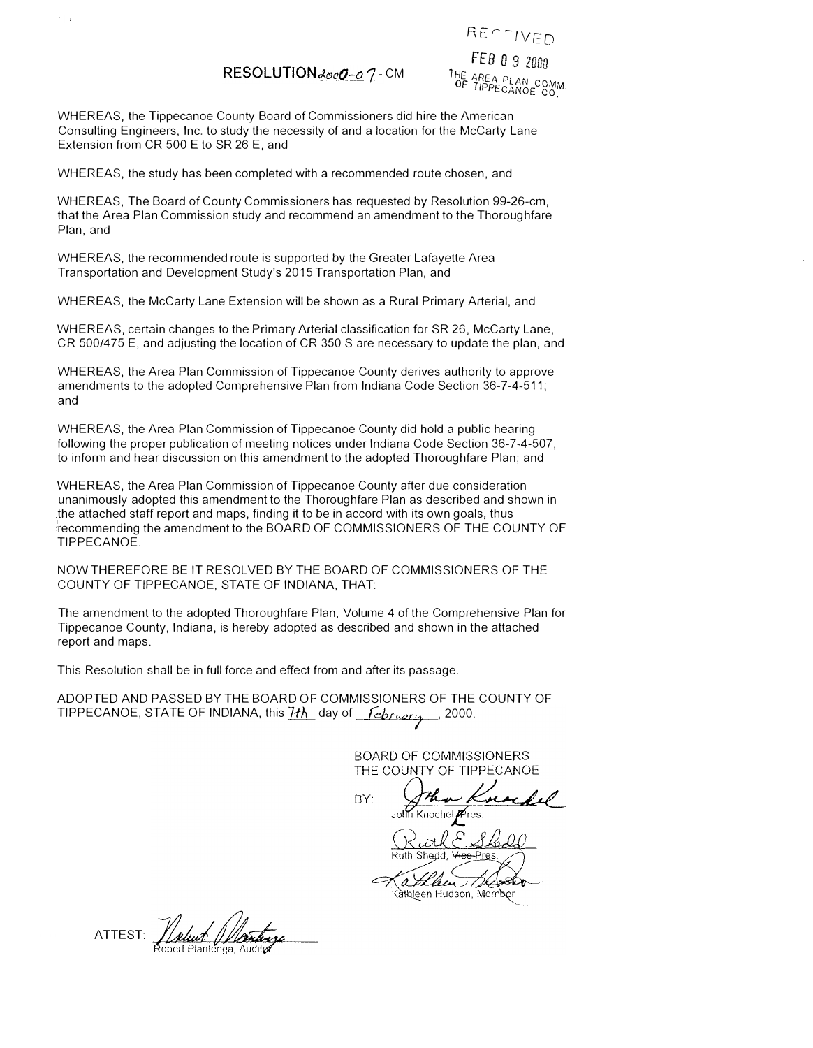RECEIVED

FEB 09 2000

THE AREA PLAN COMM. OF TIPPECANOE CO.

# RESOLUTION 2000-07 - CM

WHEREAS, the Tippecanoe County Board of Commissioners did hire the American Consulting Engineers, Inc. to study the necessity of and a location for the McCarty Lane Extension from CR 500 E to SR 26 E, and

WHEREAS, the study has been completed with a recommended route chosen, and

WHEREAS, The Board of County Commissioners has requested by Resolution 99-26-cm, that the Area Plan Commission study and recommend an amendment to the Thoroughfare Plan, and

WHEREAS, the recommended route is supported by the Greater Lafayette Area Transportation and Development Study's 2015 Transportation Plan, and

WHEREAS, the McCarty Lane Extension will be shown as a Rural Primary Arterial, and

WHEREAS, certain changes to the Primary Arterial classification for SR 26, McCarty Lane, CR 500/475 E, and adjusting the location of CR 350 S are necessary to update the plan, and

WHEREAS, the Area Plan Commission of Tippecanoe County derives authority to approve amendments to the adopted Comprehensive Plan from Indiana Code Section 36-7-4-511; and

WHEREAS, the Area Plan Commission of Tippecanoe County did hold a public hearing following the proper publication of meeting notices under Indiana Code Section 36-7-4-507, to inform and hear discussion on this amendment to the adopted Thoroughfare Plan; and

WHEREAS, the Area Plan Commission of Tippecanoe County after due consideration unanimously adopted this amendment to the Thoroughfare Plan as described and shown in the attached staff report and maps, finding it to be in accord with its own goals, thus recommending the amendment to the BOARD OF COMMISSIONERS OF THE COUNTY OF TIPPECANOE.

NOW THEREFORE BE IT RESOLVED BY THE BOARD OF COMMISSIONERS OF THE COUNTY OF TIPPECANOE, STATE OF INDIANA, THAT:

The amendment to the adopted Thoroughfare Plan, Volume 4 of the Comprehensive Plan for Tippecanoe County, Indiana, is hereby adopted as described and shown in the attached report and maps.

This Resolution shall be in full force and effect from and after its passage.

ADOPTED AND PASSED BY THE BOARD OF COMMISSIONERS OF THE COUNTY OF TIPPECANOE, STATE OF INDIANA, this 7th day of February, 2000.

BOARD OF COMMISSIONERS
THE COUNTY OF TIPPECANOE

BY: John Knochel
John Knochel, Pres.

Ruth E. Shedd
Ruth Shedd, ~~Vice-Pres.~~

Kathleen Hudson
Kathleen Hudson, Member

ATTEST: Robert Plantenga
Robert Plantenga, Auditor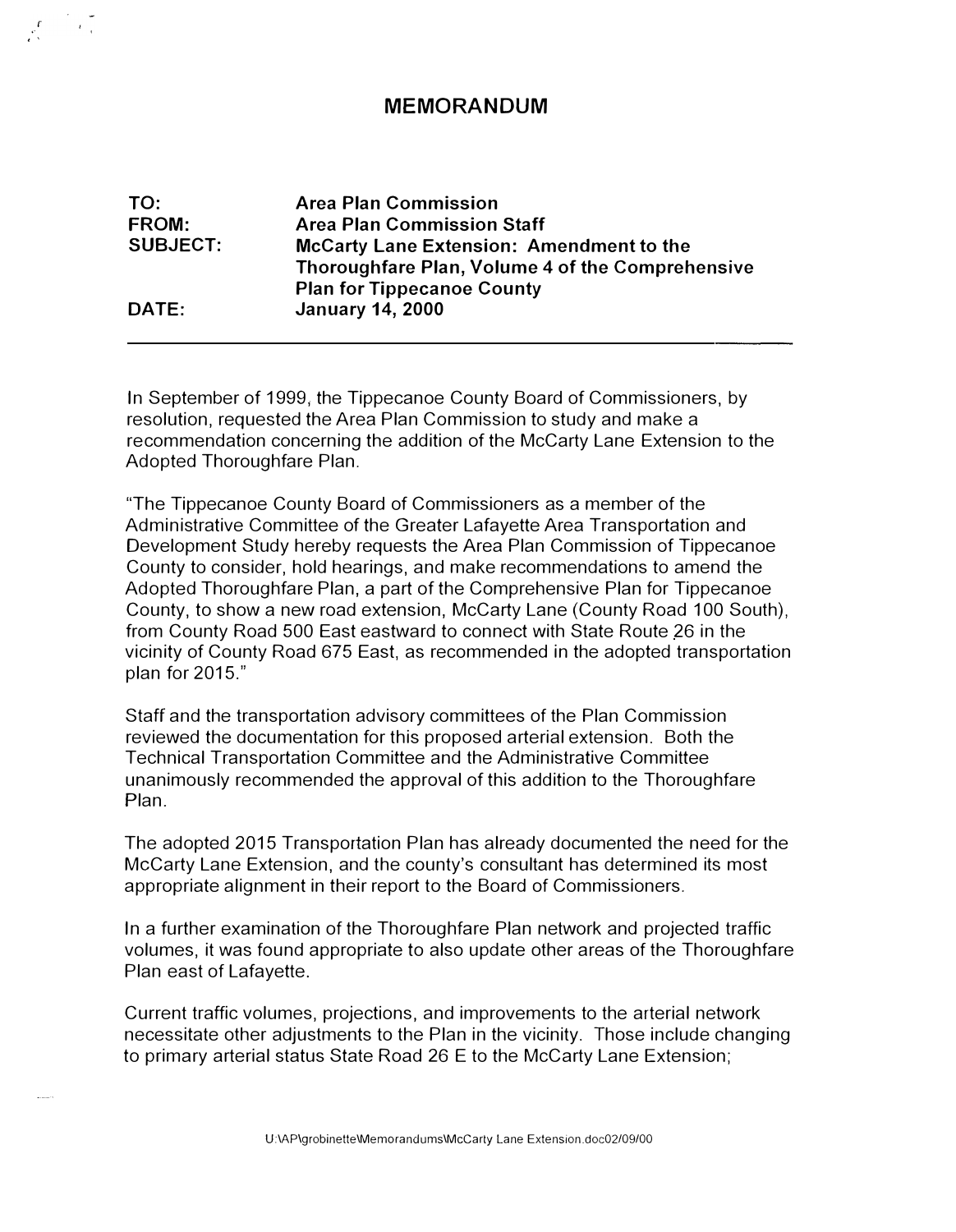# MEMORANDUM

**TO:** Area Plan Commission
**FROM:** Area Plan Commission Staff
**SUBJECT:** McCarty Lane Extension: Amendment to the Thoroughfare Plan, Volume 4 of the Comprehensive Plan for Tippecanoe County
**DATE:** January 14, 2000

---

In September of 1999, the Tippecanoe County Board of Commissioners, by resolution, requested the Area Plan Commission to study and make a recommendation concerning the addition of the McCarty Lane Extension to the Adopted Thoroughfare Plan.

"The Tippecanoe County Board of Commissioners as a member of the Administrative Committee of the Greater Lafayette Area Transportation and Development Study hereby requests the Area Plan Commission of Tippecanoe County to consider, hold hearings, and make recommendations to amend the Adopted Thoroughfare Plan, a part of the Comprehensive Plan for Tippecanoe County, to show a new road extension, McCarty Lane (County Road 100 South), from County Road 500 East eastward to connect with State Route 26 in the vicinity of County Road 675 East, as recommended in the adopted transportation plan for 2015."

Staff and the transportation advisory committees of the Plan Commission reviewed the documentation for this proposed arterial extension. Both the Technical Transportation Committee and the Administrative Committee unanimously recommended the approval of this addition to the Thoroughfare Plan.

The adopted 2015 Transportation Plan has already documented the need for the McCarty Lane Extension, and the county's consultant has determined its most appropriate alignment in their report to the Board of Commissioners.

In a further examination of the Thoroughfare Plan network and projected traffic volumes, it was found appropriate to also update other areas of the Thoroughfare Plan east of Lafayette.

Current traffic volumes, projections, and improvements to the arterial network necessitate other adjustments to the Plan in the vicinity. Those include changing to primary arterial status State Road 26 E to the McCarty Lane Extension;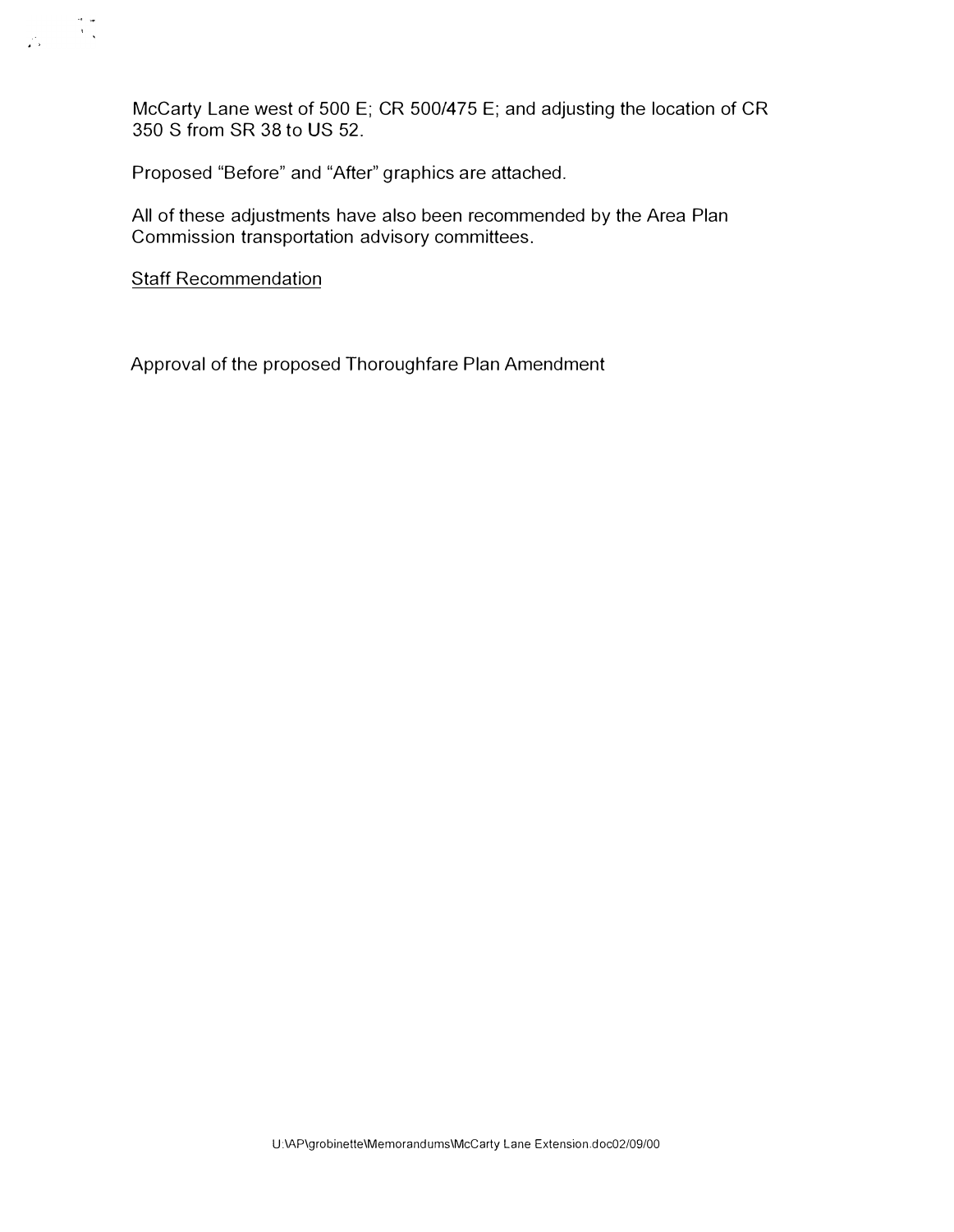McCarty Lane west of 500 E; CR 500/475 E; and adjusting the location of CR 350 S from SR 38 to US 52.

Proposed "Before" and "After" graphics are attached.

All of these adjustments have also been recommended by the Area Plan Commission transportation advisory committees.

<u>Staff Recommendation</u>

Approval of the proposed Thoroughfare Plan Amendment

U:\AP\grobinette\Memorandums\McCarty Lane Extension.doc02/09/00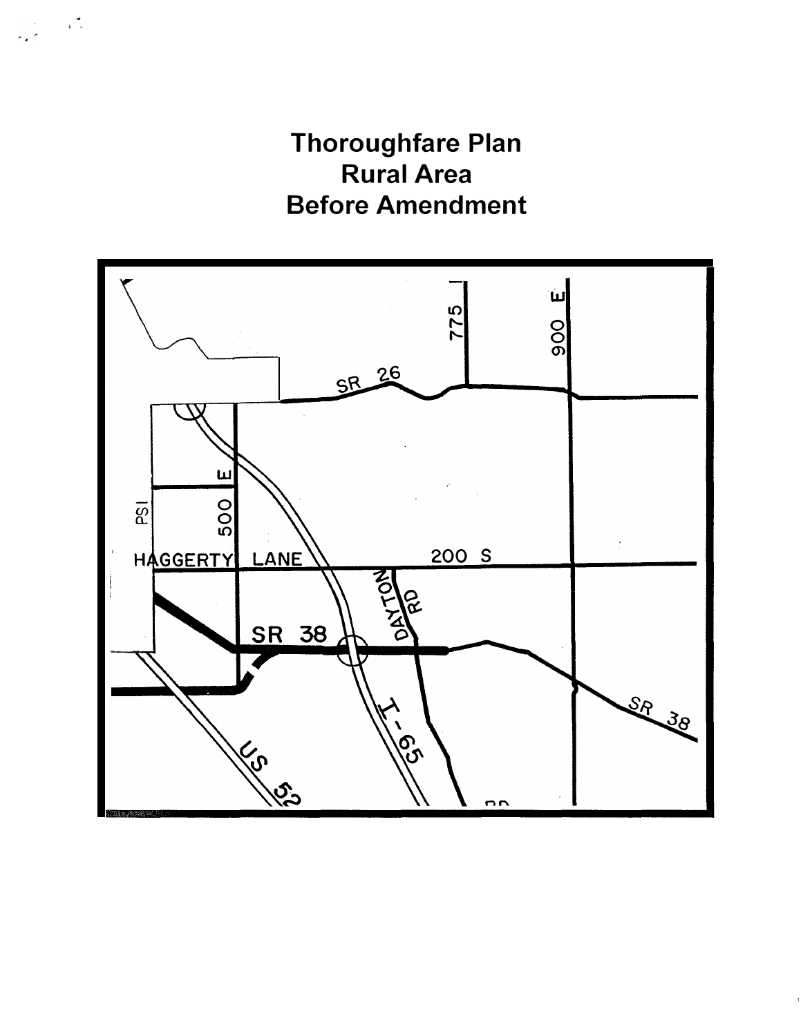# Thoroughfare Plan
# Rural Area
# Before Amendment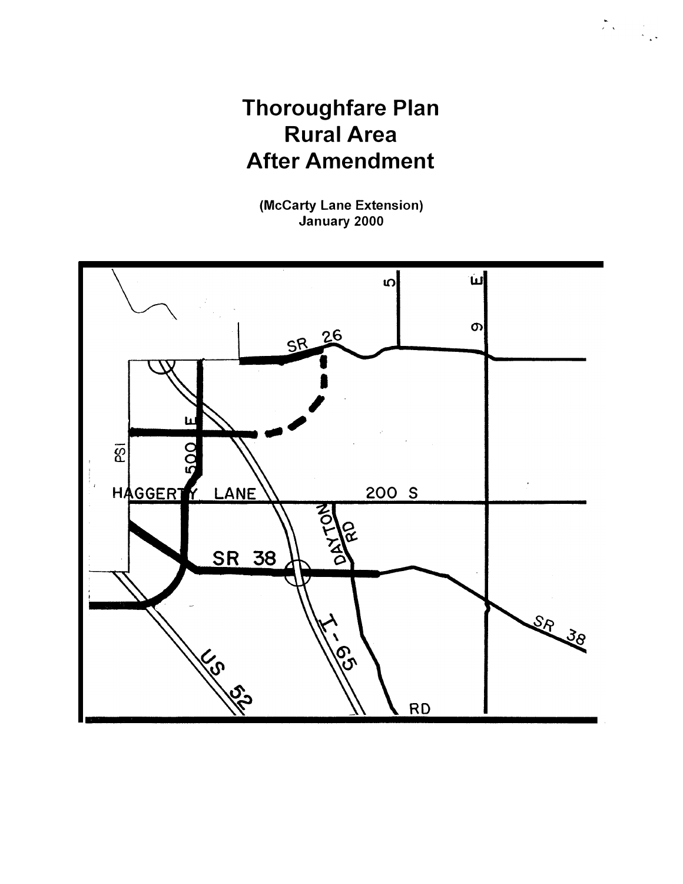# Thoroughfare Plan
# Rural Area
# After Amendment

**(McCarty Lane Extension)**
**January 2000**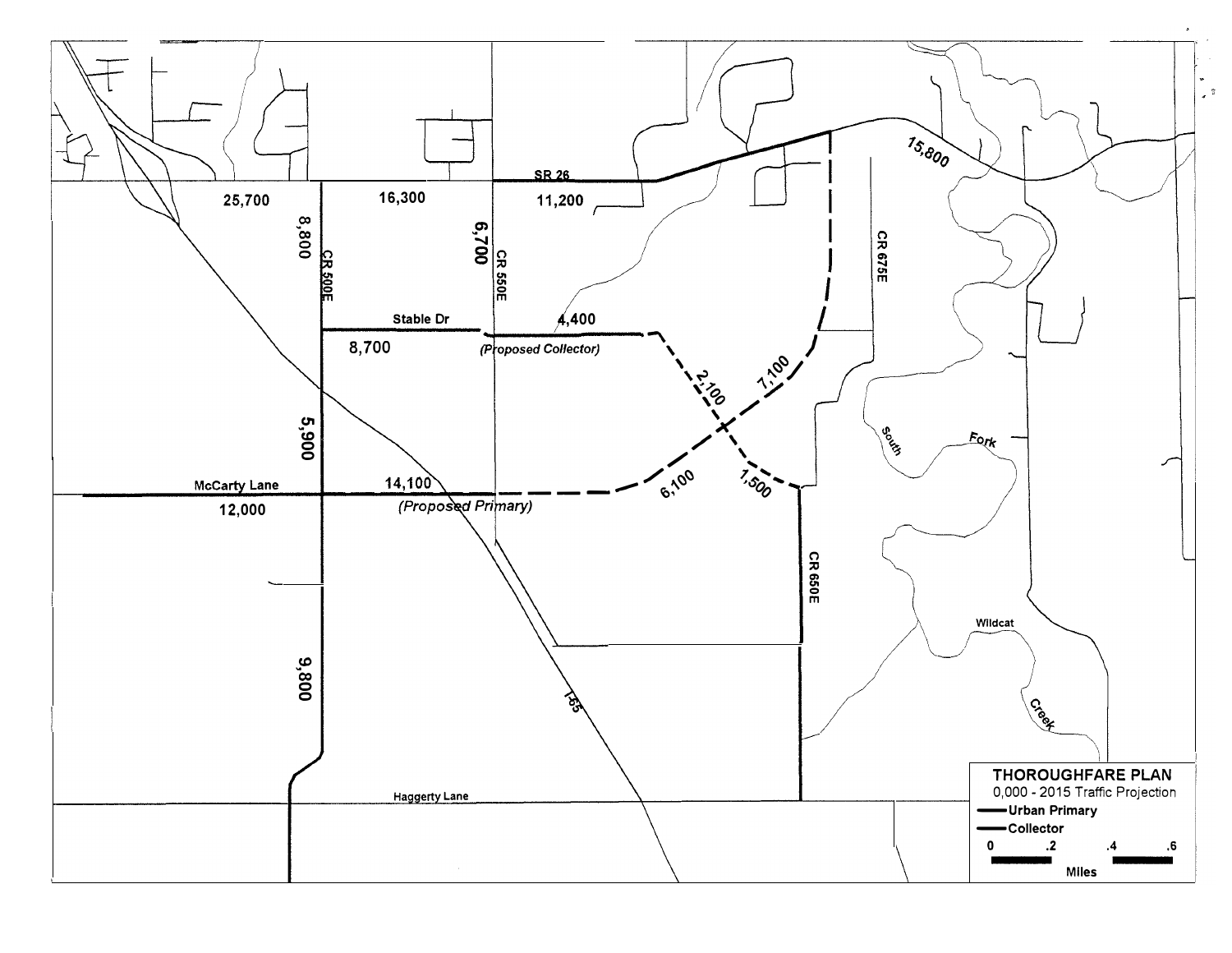SR 26

25,700

16,300

11,200

15,800

8,800

6,700

CR 500E

CR 550E

CR 675E

Stable Dr

4,400

8,700

(Proposed Collector)

2,100

7,100

5,900

South

Fork

McCarty Lane

14,100

6,100

1,500

12,000

(Proposed Primary)

CR 650E

Wildcat

Creek

9,800

I-65

Haggerty Lane

**THOROUGHFARE PLAN**

0,000 - 2015 Traffic Projection

- **Urban Primary**
- **Collector**

0 .2 .4 .6

Miles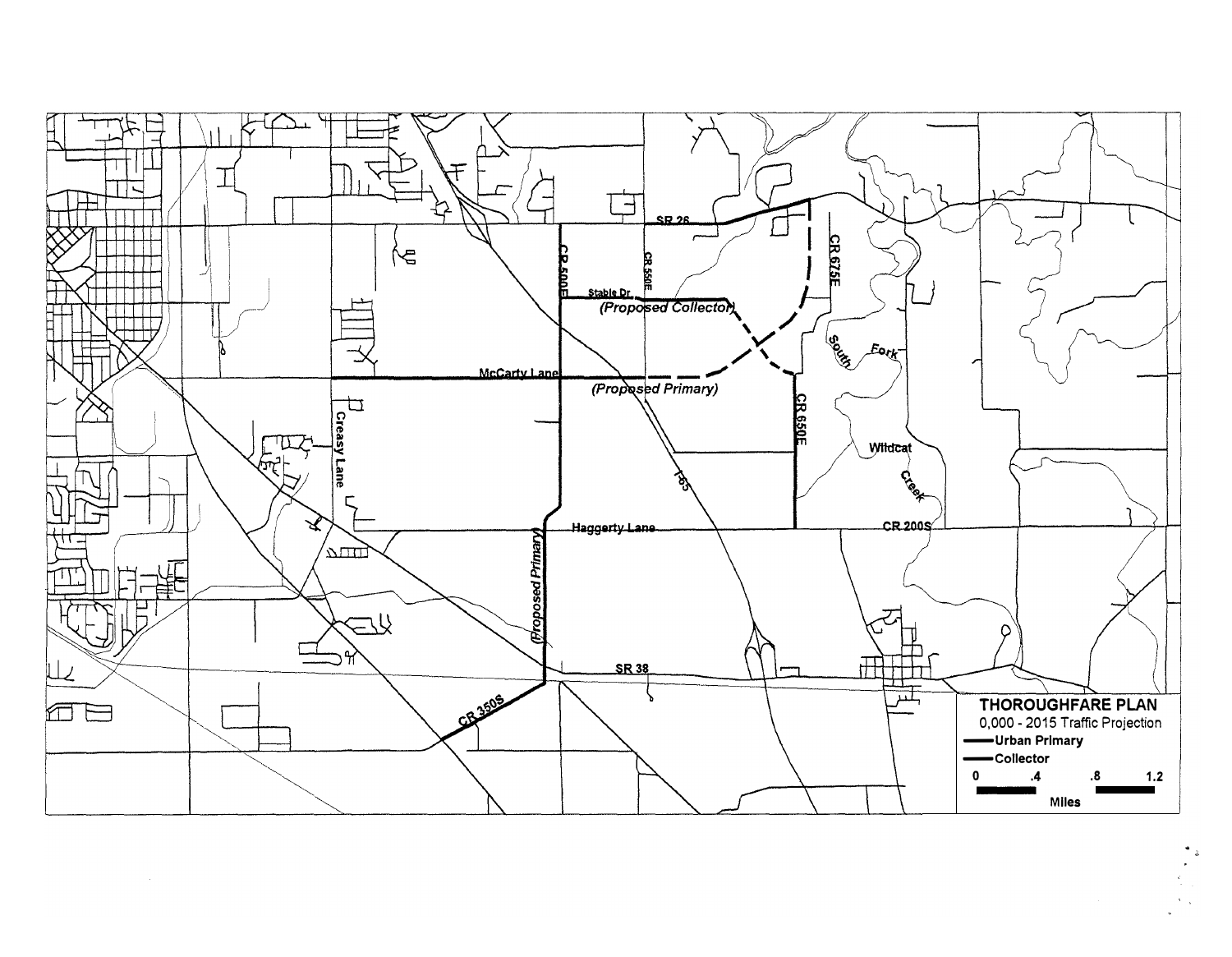SR 26

CR 500E

CR 550E

CR 675E

Stable Dr

(Proposed Collector)

McCarty Lane

(Proposed Primary)

South Fork

Creasy Lane

CR 650E

Wildcat Creek

I-65

Haggerty Lane

CR 200S

(Proposed Primary)

SR 38

CR 350S

**THOROUGHFARE PLAN**

0,000 - 2015 Traffic Projection

**Urban Primary**

**Collector**

0 .4 .8 1.2

Miles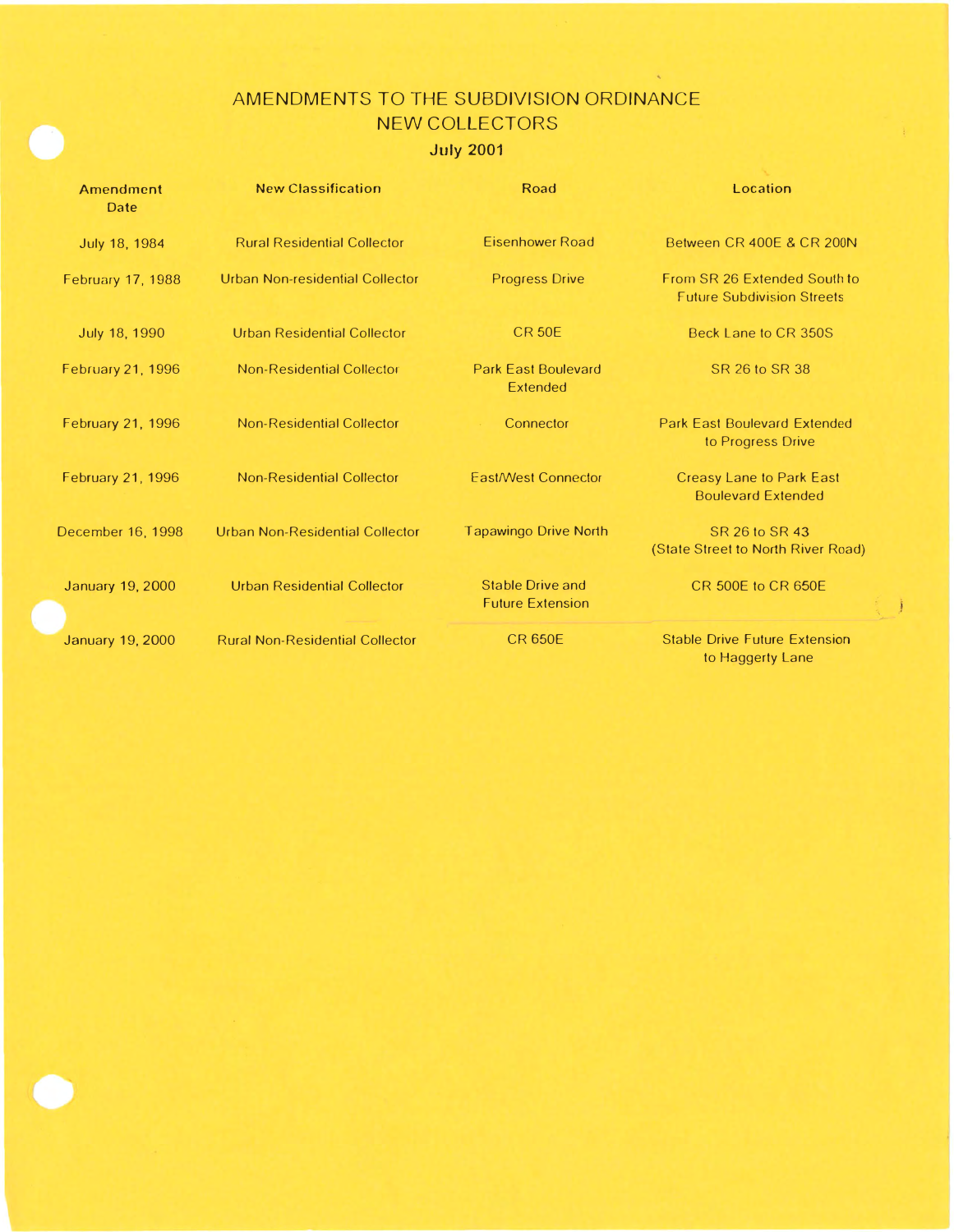# AMENDMENTS TO THE SUBDIVISION ORDINANCE
## NEW COLLECTORS
**July 2001**

| Amendment Date | New Classification | Road | Location |
|---|---|---|---|
| July 18, 1984 | Rural Residential Collector | Eisenhower Road | Between CR 400E & CR 200N |
| February 17, 1988 | Urban Non-residential Collector | Progress Drive | From SR 26 Extended South to Future Subdivision Streets |
| July 18, 1990 | Urban Residential Collector | CR 50E | Beck Lane to CR 350S |
| February 21, 1996 | Non-Residential Collector | Park East Boulevard Extended | SR 26 to SR 38 |
| February 21, 1996 | Non-Residential Collector | Connector | Park East Boulevard Extended to Progress Drive |
| February 21, 1996 | Non-Residential Collector | East/West Connector | Creasy Lane to Park East Boulevard Extended |
| December 16, 1998 | Urban Non-Residential Collector | Tapawingo Drive North | SR 26 to SR 43 (State Street to North River Road) |
| January 19, 2000 | Urban Residential Collector | Stable Drive and Future Extension | CR 500E to CR 650E |
| January 19, 2000 | Rural Non-Residential Collector | CR 650E | Stable Drive Future Extension to Haggerty Lane |